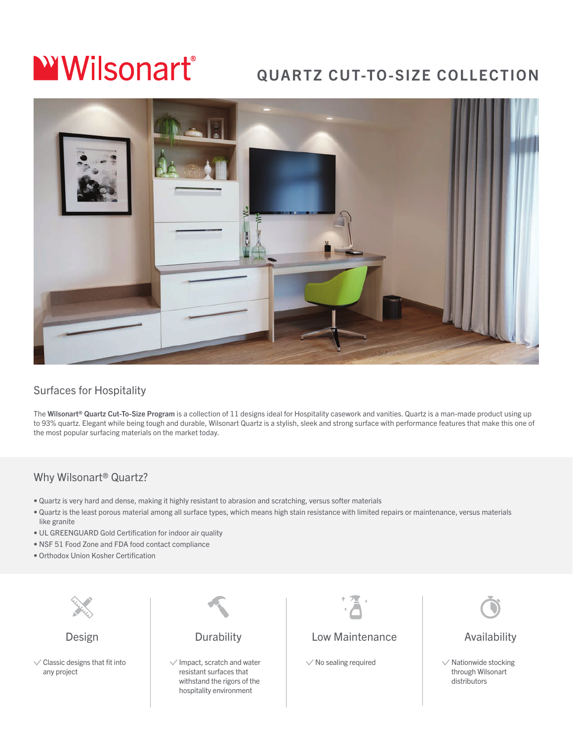# Wilsonart®

## QUARTZ CUT-TO-SIZE COLLECTION

## Surfaces for Hospitality

The **Wilsonart® Quartz Cut-To-Size Program** is a collection of 11 designs ideal for Hospitality casework and vanities. Quartz is a man-made product using up to 93% quartz. Elegant while being tough and durable, Wilsonart Quartz is a stylish, sleek and strong surface with performance features that make this one of the most popular surfacing materials on the market today.

## Why Wilsonart® Quartz?

- Quartz is very hard and dense, making it highly resistant to abrasion and scratching, versus softer materials
- Quartz is the least porous material among all surface types, which means high stain resistance with limited repairs or maintenance, versus materials like granite
- UL GREENGUARD Gold Certification for indoor air quality
- NSF 51 Food Zone and FDA food contact compliance
- Orthodox Union Kosher Certification

### Design

- ✓ Classic designs that fit into any project

### Durability

- ✓ Impact, scratch and water resistant surfaces that withstand the rigors of the hospitality environment

### Low Maintenance

- ✓ No sealing required

### Availability

- ✓ Nationwide stocking through Wilsonart distributors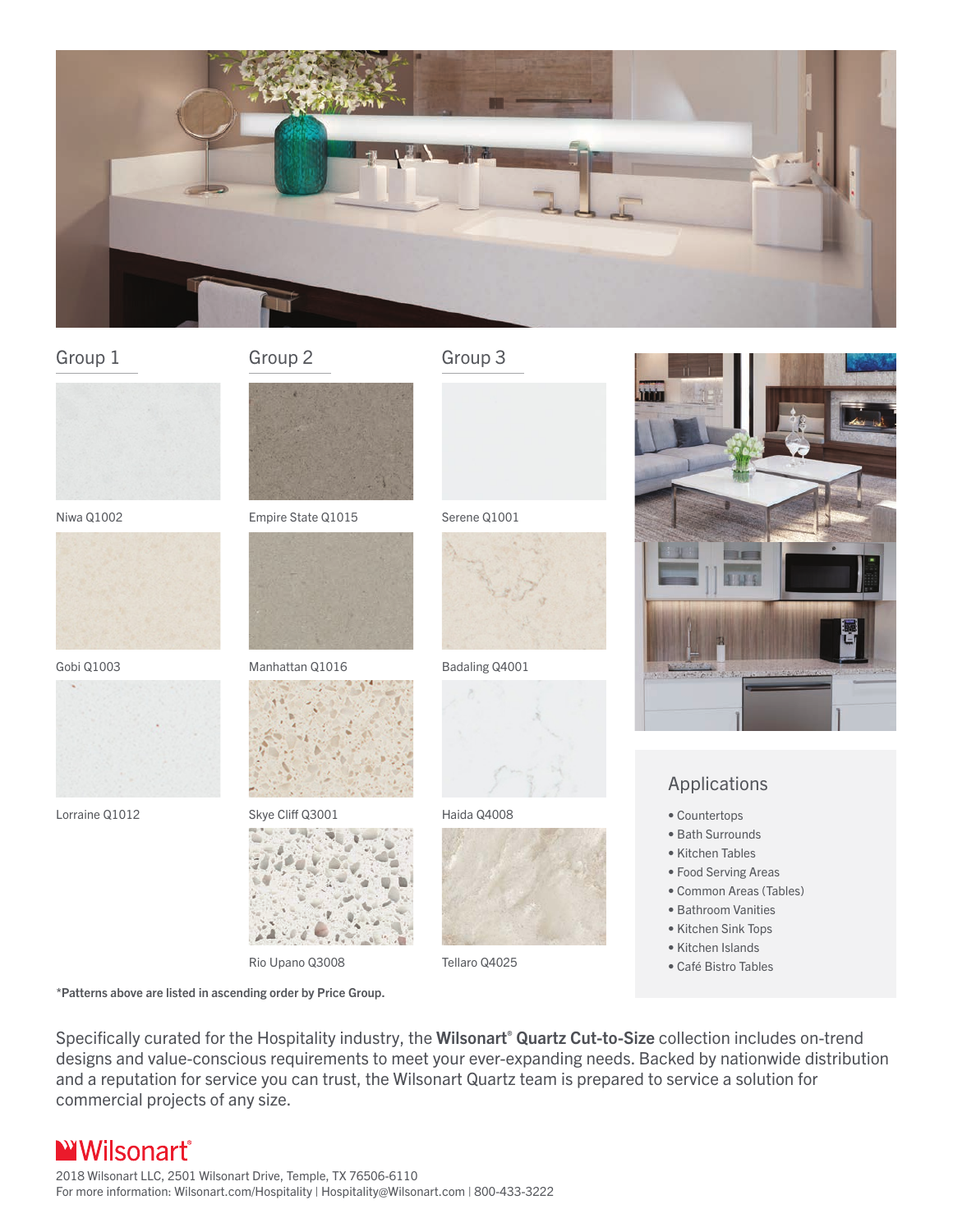## Group 1

Niwa Q1002

Gobi Q1003

Lorraine Q1012

## Group 2

Empire State Q1015

Manhattan Q1016

Skye Cliff Q3001

Rio Upano Q3008

## Group 3

Serene Q1001

Badaling Q4001

Haida Q4008

Tellaro Q4025

**\*Patterns above are listed in ascending order by Price Group.**

## Applications

- Countertops
- Bath Surrounds
- Kitchen Tables
- Food Serving Areas
- Common Areas (Tables)
- Bathroom Vanities
- Kitchen Sink Tops
- Kitchen Islands
- Café Bistro Tables

Specifically curated for the Hospitality industry, the **Wilsonart® Quartz Cut-to-Size** collection includes on-trend designs and value-conscious requirements to meet your ever-expanding needs. Backed by nationwide distribution and a reputation for service you can trust, the Wilsonart Quartz team is prepared to service a solution for commercial projects of any size.

Wilsonart®

2018 Wilsonart LLC, 2501 Wilsonart Drive, Temple, TX 76506-6110
For more information: Wilsonart.com/Hospitality | Hospitality@Wilsonart.com | 800-433-3222